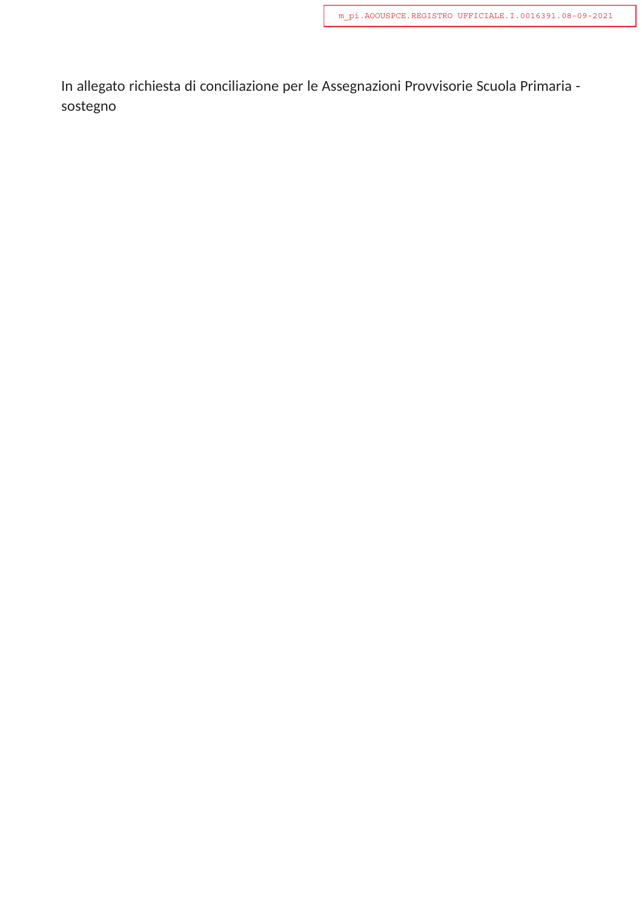m_pi.AOOUSPCE.REGISTRO UFFICIALE.I.0016391.08-09-2021

In allegato richiesta di conciliazione per le Assegnazioni Provvisorie Scuola Primaria - sostegno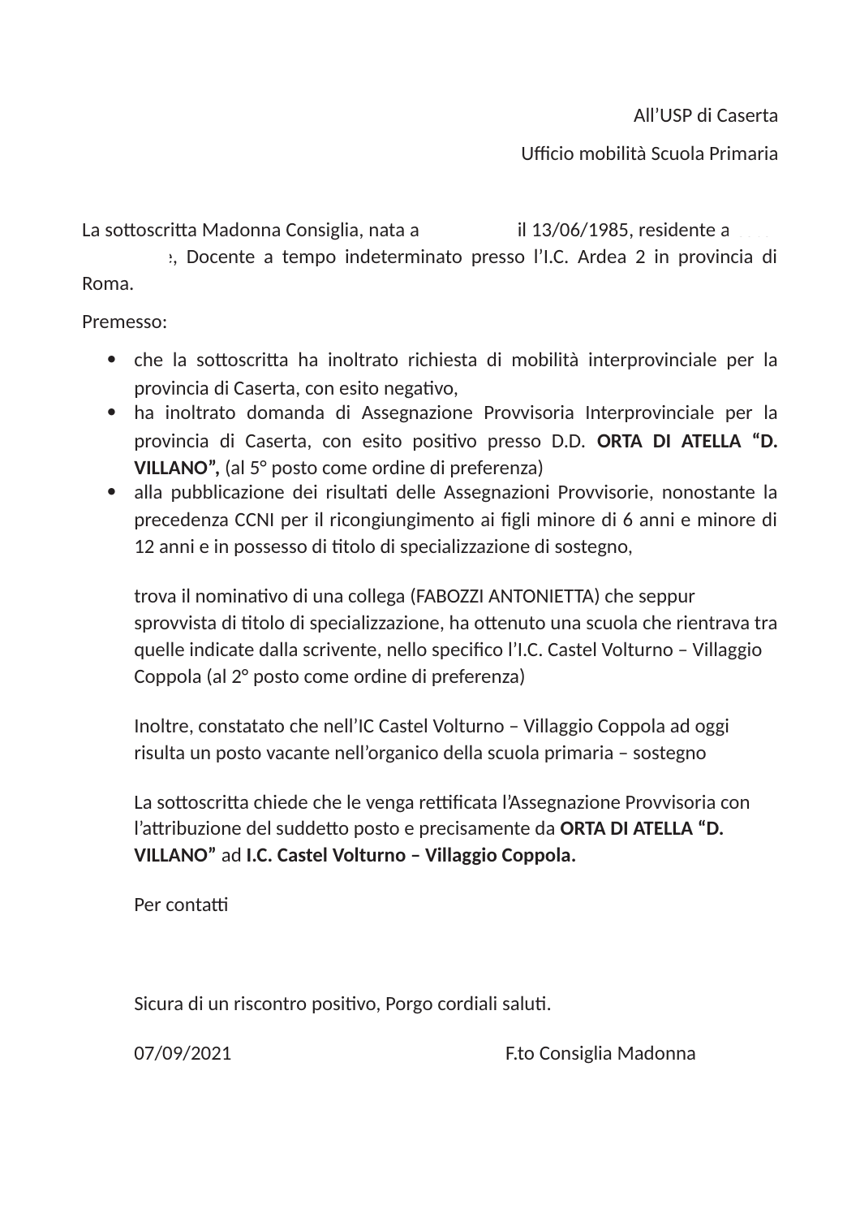All’USP di Caserta

Ufficio mobilità Scuola Primaria

La sottoscritta Madonna Consiglia, nata a il 13/06/1985, residente a , Docente a tempo indeterminato presso l’I.C. Ardea 2 in provincia di Roma.

Premesso:

- che la sottoscritta ha inoltrato richiesta di mobilità interprovinciale per la provincia di Caserta, con esito negativo,
- ha inoltrato domanda di Assegnazione Provvisoria Interprovinciale per la provincia di Caserta, con esito positivo presso D.D. **ORTA DI ATELLA “D. VILLANO”,** (al 5° posto come ordine di preferenza)
- alla pubblicazione dei risultati delle Assegnazioni Provvisorie, nonostante la precedenza CCNI per il ricongiungimento ai figli minore di 6 anni e minore di 12 anni e in possesso di titolo di specializzazione di sostegno,

  trova il nominativo di una collega (FABOZZI ANTONIETTA) che seppur sprovvista di titolo di specializzazione, ha ottenuto una scuola che rientrava tra quelle indicate dalla scrivente, nello specifico l’I.C. Castel Volturno – Villaggio Coppola (al 2° posto come ordine di preferenza)

  Inoltre, constatato che nell’IC Castel Volturno – Villaggio Coppola ad oggi risulta un posto vacante nell’organico della scuola primaria – sostegno

  La sottoscritta chiede che le venga rettificata l’Assegnazione Provvisoria con l’attribuzione del suddetto posto e precisamente da **ORTA DI ATELLA “D. VILLANO”** ad **I.C. Castel Volturno – Villaggio Coppola.**

  Per contatti

  Sicura di un riscontro positivo, Porgo cordiali saluti.

  07/09/2021 F.to Consiglia Madonna